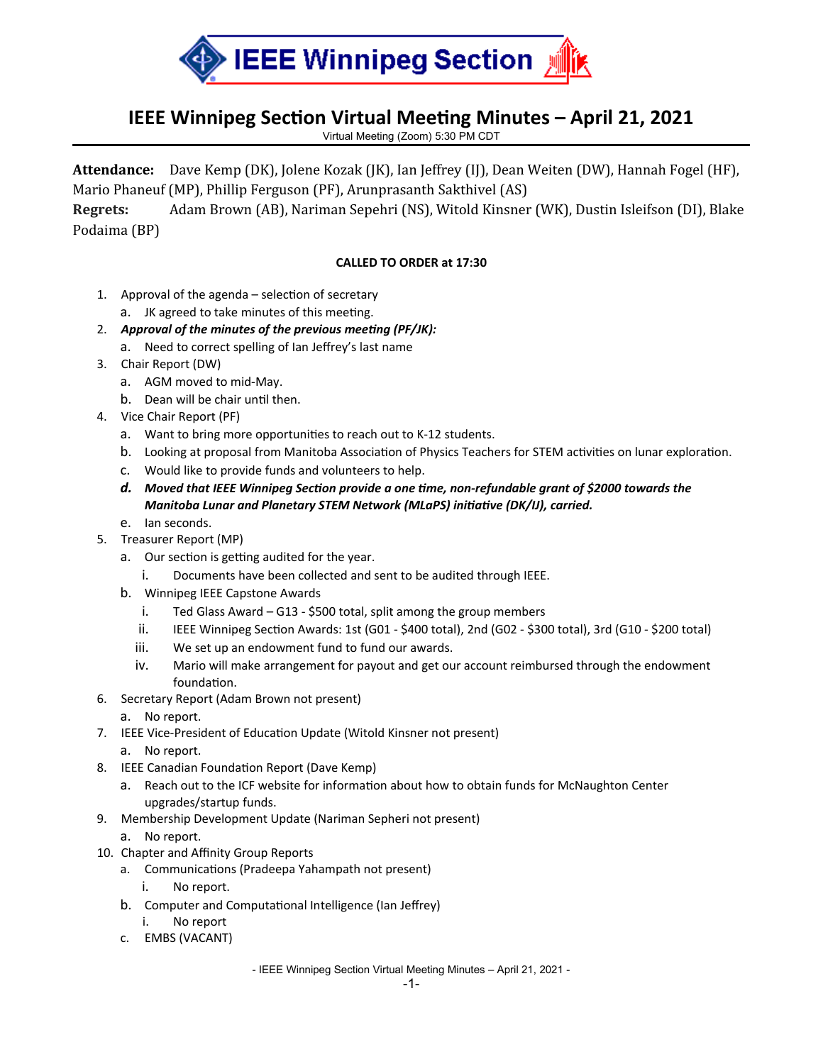# IEEE Winnipeg Section

## IEEE Winnipeg Section Virtual Meeting Minutes – April 21, 2021

Virtual Meeting (Zoom) 5:30 PM CDT

**Attendance:** Dave Kemp (DK), Jolene Kozak (JK), Ian Jeffrey (IJ), Dean Weiten (DW), Hannah Fogel (HF), Mario Phaneuf (MP), Phillip Ferguson (PF), Arunprasanth Sakthivel (AS)

**Regrets:** Adam Brown (AB), Nariman Sepehri (NS), Witold Kinsner (WK), Dustin Isleifson (DI), Blake Podaima (BP)

**CALLED TO ORDER at 17:30**

1. Approval of the agenda – selection of secretary
   a. JK agreed to take minutes of this meeting.
2. ***Approval of the minutes of the previous meeting (PF/JK):***
   a. Need to correct spelling of Ian Jeffrey's last name
3. Chair Report (DW)
   a. AGM moved to mid-May.
   b. Dean will be chair until then.
4. Vice Chair Report (PF)
   a. Want to bring more opportunities to reach out to K-12 students.
   b. Looking at proposal from Manitoba Association of Physics Teachers for STEM activities on lunar exploration.
   c. Would like to provide funds and volunteers to help.
   d. ***Moved that IEEE Winnipeg Section provide a one time, non-refundable grant of $2000 towards the Manitoba Lunar and Planetary STEM Network (MLaPS) initiative (DK/IJ), carried.***
   e. Ian seconds.
5. Treasurer Report (MP)
   a. Our section is getting audited for the year.
      i. Documents have been collected and sent to be audited through IEEE.
   b. Winnipeg IEEE Capstone Awards
      i. Ted Glass Award – G13 - $500 total, split among the group members
      ii. IEEE Winnipeg Section Awards: 1st (G01 - $400 total), 2nd (G02 - $300 total), 3rd (G10 - $200 total)
      iii. We set up an endowment fund to fund our awards.
      iv. Mario will make arrangement for payout and get our account reimbursed through the endowment foundation.
6. Secretary Report (Adam Brown not present)
   a. No report.
7. IEEE Vice-President of Education Update (Witold Kinsner not present)
   a. No report.
8. IEEE Canadian Foundation Report (Dave Kemp)
   a. Reach out to the ICF website for information about how to obtain funds for McNaughton Center upgrades/startup funds.
9. Membership Development Update (Nariman Sepheri not present)
   a. No report.
10. Chapter and Affinity Group Reports
    a. Communications (Pradeepa Yahampath not present)
       i. No report.
    b. Computer and Computational Intelligence (Ian Jeffrey)
       i. No report
    c. EMBS (VACANT)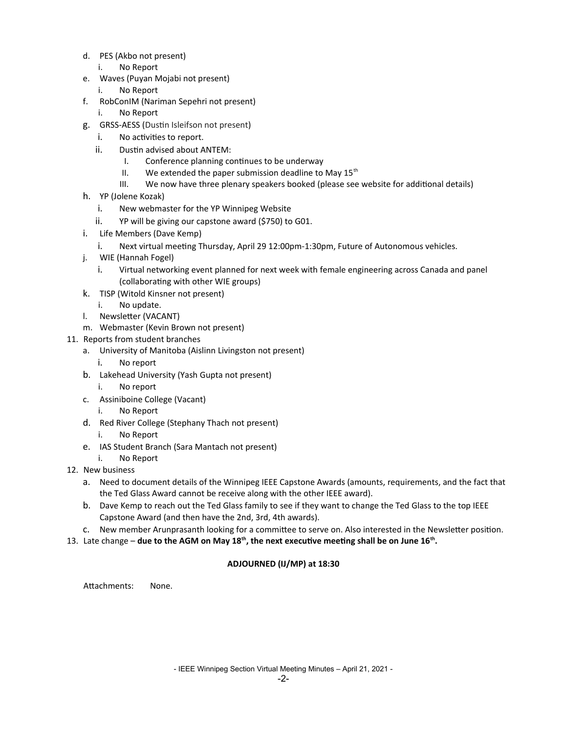d. PES (Akbo not present)
   i. No Report
e. Waves (Puyan Mojabi not present)
   i. No Report
f. RobConIM (Nariman Sepehri not present)
   i. No Report
g. GRSS-AESS (Dustin Isleifson not present)
   i. No activities to report.
   ii. Dustin advised about ANTEM:
      I. Conference planning continues to be underway
      II. We extended the paper submission deadline to May 15th
      III. We now have three plenary speakers booked (please see website for additional details)
h. YP (Jolene Kozak)
   i. New webmaster for the YP Winnipeg Website
   ii. YP will be giving our capstone award ($750) to G01.
i. Life Members (Dave Kemp)
   i. Next virtual meeting Thursday, April 29 12:00pm-1:30pm, Future of Autonomous vehicles.
j. WIE (Hannah Fogel)
   i. Virtual networking event planned for next week with female engineering across Canada and panel (collaborating with other WIE groups)
k. TISP (Witold Kinsner not present)
   i. No update.
l. Newsletter (VACANT)
m. Webmaster (Kevin Brown not present)

11. Reports from student branches
    a. University of Manitoba (Aislinn Livingston not present)
       i. No report
    b. Lakehead University (Yash Gupta not present)
       i. No report
    c. Assiniboine College (Vacant)
       i. No Report
    d. Red River College (Stephany Thach not present)
       i. No Report
    e. IAS Student Branch (Sara Mantach not present)
       i. No Report
12. New business
    a. Need to document details of the Winnipeg IEEE Capstone Awards (amounts, requirements, and the fact that the Ted Glass Award cannot be receive along with the other IEEE award).
    b. Dave Kemp to reach out the Ted Glass family to see if they want to change the Ted Glass to the top IEEE Capstone Award (and then have the 2nd, 3rd, 4th awards).
    c. New member Arunprasanth looking for a committee to serve on. Also interested in the Newsletter position.
13. Late change – **due to the AGM on May 18th, the next executive meeting shall be on June 16th.**

**ADJOURNED (IJ/MP) at 18:30**

Attachments: None.